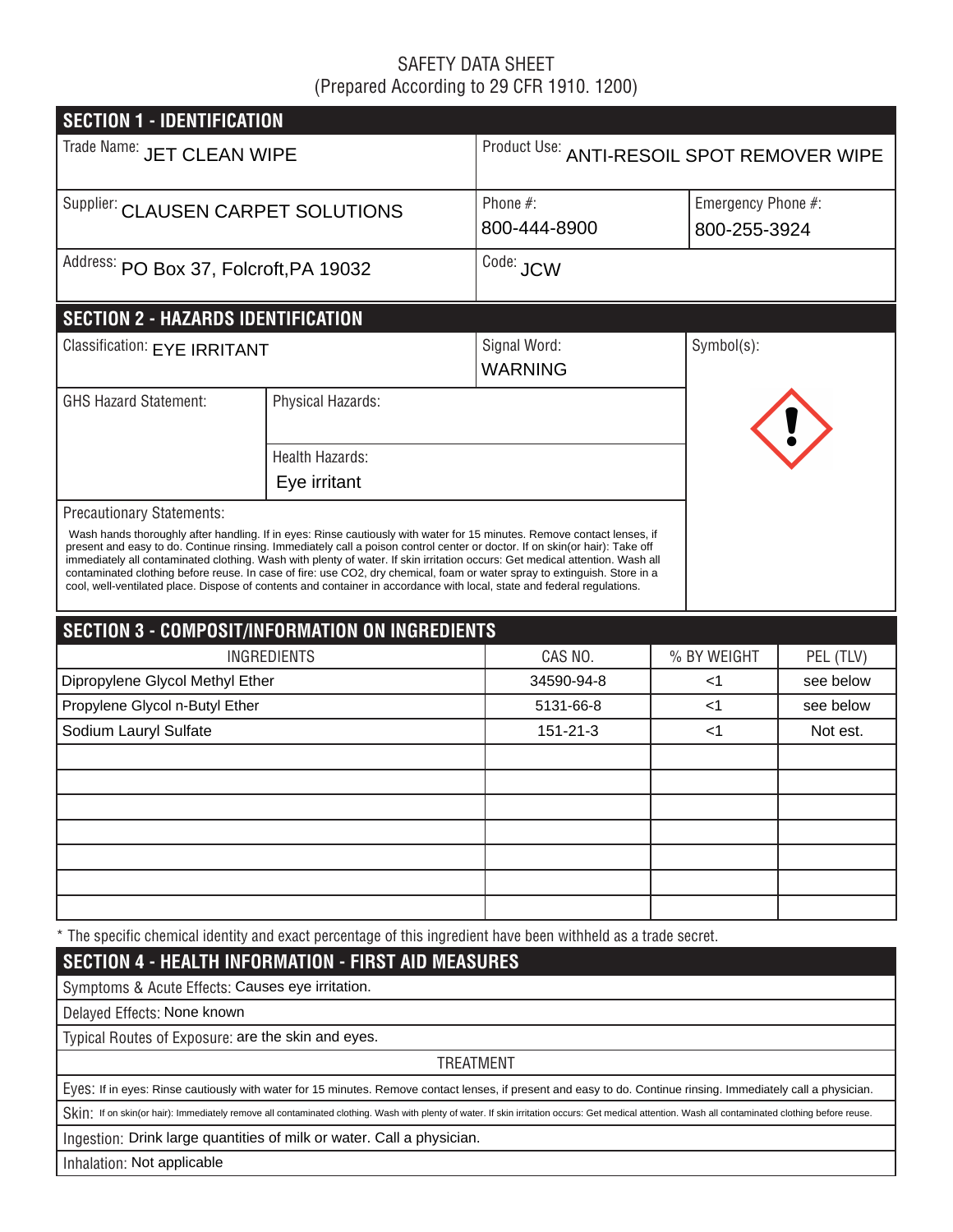SAFETY DATA SHEET
(Prepared According to 29 CFR 1910. 1200)

## SECTION 1 - IDENTIFICATION

| | |
|---|---|
| Trade Name: JET CLEAN WIPE | Product Use: ANTI-RESOIL SPOT REMOVER WIPE |
| Supplier: CLAUSEN CARPET SOLUTIONS | Phone #: 800-444-8900 / Emergency Phone #: 800-255-3924 |
| Address: PO Box 37, Folcroft,PA 19032 | Code: JCW |

## SECTION 2 - HAZARDS IDENTIFICATION

Classification: EYE IRRITANT

Signal Word: WARNING

Symbol(s):

GHS Hazard Statement:

Physical Hazards:

Health Hazards: Eye irritant

Precautionary Statements:

Wash hands thoroughly after handling. If in eyes: Rinse cautiously with water for 15 minutes. Remove contact lenses, if present and easy to do. Continue rinsing. Immediately call a poison control center or doctor. If on skin(or hair): Take off immediately all contaminated clothing. Wash with plenty of water. If skin irritation occurs: Get medical attention. Wash all contaminated clothing before reuse. In case of fire: use CO2, dry chemical, foam or water spray to extinguish. Store in a cool, well-ventilated place. Dispose of contents and container in accordance with local, state and federal regulations.

## SECTION 3 - COMPOSIT/INFORMATION ON INGREDIENTS

| INGREDIENTS | CAS NO. | % BY WEIGHT | PEL (TLV) |
|---|---|---|---|
| Dipropylene Glycol Methyl Ether | 34590-94-8 | <1 | see below |
| Propylene Glycol n-Butyl Ether | 5131-66-8 | <1 | see below |
| Sodium Lauryl Sulfate | 151-21-3 | <1 | Not est. |

* The specific chemical identity and exact percentage of this ingredient have been withheld as a trade secret.

## SECTION 4 - HEALTH INFORMATION - FIRST AID MEASURES

Symptoms & Acute Effects: Causes eye irritation.

Delayed Effects: None known

Typical Routes of Exposure: are the skin and eyes.

TREATMENT

Eyes: If in eyes: Rinse cautiously with water for 15 minutes. Remove contact lenses, if present and easy to do. Continue rinsing. Immediately call a physician.

Skin: If on skin(or hair): Immediately remove all contaminated clothing. Wash with plenty of water. If skin irritation occurs: Get medical attention. Wash all contaminated clothing before reuse.

Ingestion: Drink large quantities of milk or water. Call a physician.

Inhalation: Not applicable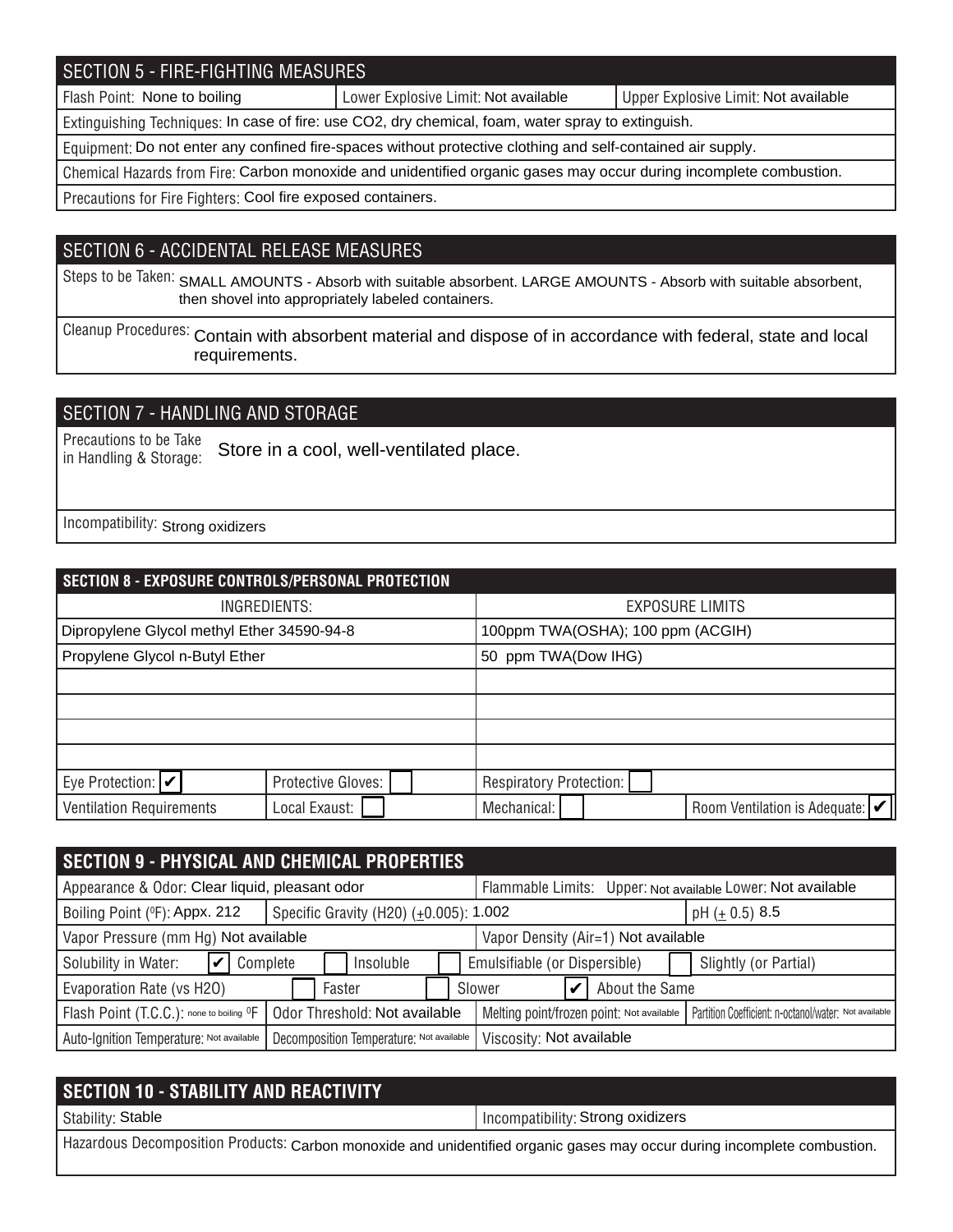## SECTION 5 - FIRE-FIGHTING MEASURES

| Flash Point: None to boiling | Lower Explosive Limit: Not available | Upper Explosive Limit: Not available |
|---|---|---|

Extinguishing Techniques: In case of fire: use $CO_2$, dry chemical, foam, water spray to extinguish.

Equipment: Do not enter any confined fire-spaces without protective clothing and self-contained air supply.

Chemical Hazards from Fire: Carbon monoxide and unidentified organic gases may occur during incomplete combustion.

Precautions for Fire Fighters: Cool fire exposed containers.

## SECTION 6 - ACCIDENTAL RELEASE MEASURES

Steps to be Taken: SMALL AMOUNTS - Absorb with suitable absorbent. LARGE AMOUNTS - Absorb with suitable absorbent, then shovel into appropriately labeled containers.

Cleanup Procedures: Contain with absorbent material and dispose of in accordance with federal, state and local requirements.

## SECTION 7 - HANDLING AND STORAGE

Precautions to be Take in Handling & Storage: Store in a cool, well-ventilated place.

Incompatibility: Strong oxidizers

## SECTION 8 - EXPOSURE CONTROLS/PERSONAL PROTECTION

| INGREDIENTS: | EXPOSURE LIMITS |
|---|---|
| Dipropylene Glycol methyl Ether 34590-94-8 | 100ppm TWA(OSHA); 100 ppm (ACGIH) |
| Propylene Glycol n-Butyl Ether | 50 ppm TWA(Dow IHG) |
| | |
| | |
| | |
| | |

| Eye Protection: ✔ | Protective Gloves: ☐ | Respiratory Protection: ☐ | |
|---|---|---|---|
| Ventilation Requirements | Local Exaust: ☐ | Mechanical: ☐ | Room Ventilation is Adequate: ✔ |

## SECTION 9 - PHYSICAL AND CHEMICAL PROPERTIES

Appearance & Odor: Clear liquid, pleasant odor

Flammable Limits: Upper: Not available Lower: Not available

| Boiling Point (⁰F): Appx. 212 | Specific Gravity (H2O) (±0.005): 1.002 | pH (± 0.5) 8.5 |
|---|---|---|

Vapor Pressure (mm Hg) Not available

Vapor Density (Air=1) Not available

Solubility in Water: ✔ Complete ☐ Insoluble ☐ Emulsifiable (or Dispersible) ☐ Slightly (or Partial)

Evaporation Rate (vs H2O) ☐ Faster ☐ Slower ✔ About the Same

| Flash Point (T.C.C.): none to boiling ⁰F | Odor Threshold: Not available | Melting point/frozen point: Not available | Partition Coefficient: n-octanol/water: Not available |
|---|---|---|---|
| Auto-Ignition Temperature: Not available | Decomposition Temperature: Not available | Viscosity: Not available | |

## SECTION 10 - STABILITY AND REACTIVITY

| Stability: Stable | Incompatibility: Strong oxidizers |
|---|---|

Hazardous Decomposition Products: Carbon monoxide and unidentified organic gases may occur during incomplete combustion.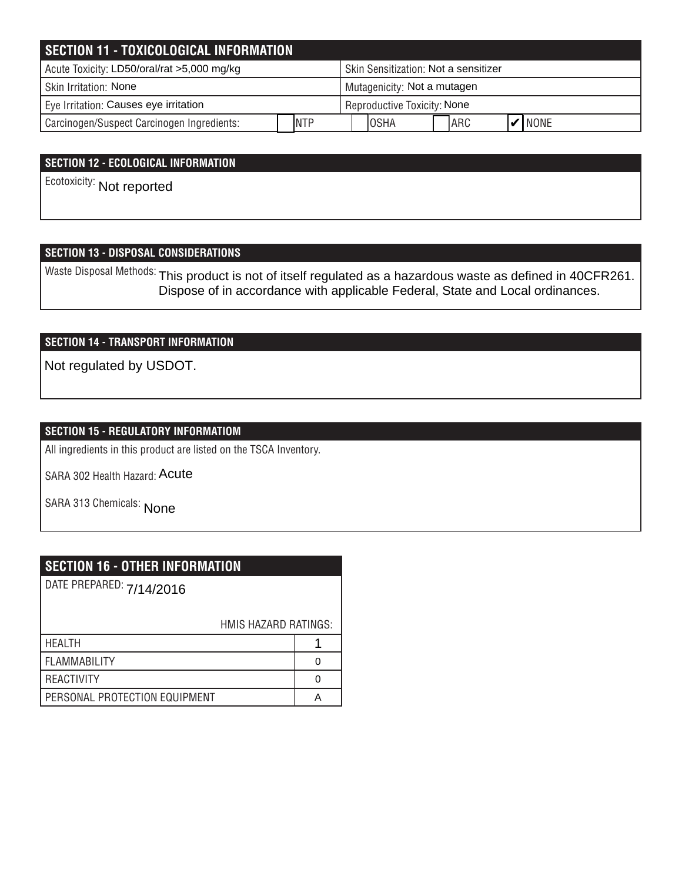## SECTION 11 - TOXICOLOGICAL INFORMATION

| | |
|---|---|
| Acute Toxicity: LD50/oral/rat >5,000 mg/kg | Skin Sensitization: Not a sensitizer |
| Skin Irritation: None | Mutagenicity: Not a mutagen |
| Eye Irritation: Causes eye irritation | Reproductive Toxicity: None |

Carcinogen/Suspect Carcinogen Ingredients: ☐ NTP ☐ OSHA ☐ ARC ☑ NONE

## SECTION 12 - ECOLOGICAL INFORMATION

Ecotoxicity: Not reported

## SECTION 13 - DISPOSAL CONSIDERATIONS

Waste Disposal Methods: This product is not of itself regulated as a hazardous waste as defined in 40CFR261. Dispose of in accordance with applicable Federal, State and Local ordinances.

## SECTION 14 - TRANSPORT INFORMATION

Not regulated by USDOT.

## SECTION 15 - REGULATORY INFORMATIOM

All ingredients in this product are listed on the TSCA Inventory.

SARA 302 Health Hazard: Acute

SARA 313 Chemicals: None

## SECTION 16 - OTHER INFORMATION

DATE PREPARED: 7/14/2016

| HMIS HAZARD RATINGS: | |
|---|---|
| HEALTH | 1 |
| FLAMMABILITY | 0 |
| REACTIVITY | 0 |
| PERSONAL PROTECTION EQUIPMENT | A |